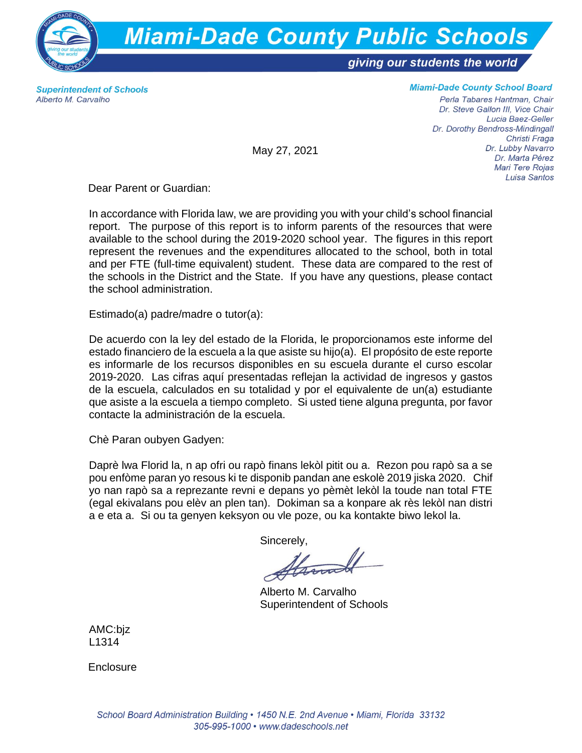# Miami-Dade County Public Schools

*giving our students the world*

**Superintendent of Schools**
*Alberto M. Carvalho*

**Miami-Dade County School Board**
*Perla Tabares Hantman, Chair*
*Dr. Steve Gallon III, Vice Chair*
*Lucia Baez-Geller*
*Dr. Dorothy Bendross-Mindingall*
*Christi Fraga*
*Dr. Lubby Navarro*
*Dr. Marta Pérez*
*Mari Tere Rojas*
*Luisa Santos*

May 27, 2021

Dear Parent or Guardian:

In accordance with Florida law, we are providing you with your child's school financial report. The purpose of this report is to inform parents of the resources that were available to the school during the 2019-2020 school year. The figures in this report represent the revenues and the expenditures allocated to the school, both in total and per FTE (full-time equivalent) student. These data are compared to the rest of the schools in the District and the State. If you have any questions, please contact the school administration.

Estimado(a) padre/madre o tutor(a):

De acuerdo con la ley del estado de la Florida, le proporcionamos este informe del estado financiero de la escuela a la que asiste su hijo(a). El propósito de este reporte es informarle de los recursos disponibles en su escuela durante el curso escolar 2019-2020. Las cifras aquí presentadas reflejan la actividad de ingresos y gastos de la escuela, calculados en su totalidad y por el equivalente de un(a) estudiante que asiste a la escuela a tiempo completo. Si usted tiene alguna pregunta, por favor contacte la administración de la escuela.

Chè Paran oubyen Gadyen:

Daprè lwa Florid la, n ap ofri ou rapò finans lekòl pitit ou a. Rezon pou rapò sa a se pou enfòme paran yo resous ki te disponib pandan ane eskolè 2019 jiska 2020. Chif yo nan rapò sa a reprezante revni e depans yo pèmèt lekòl la toude nan total FTE (egal ekivalans pou elèv an plen tan). Dokiman sa a konpare ak rès lekòl nan distri a e eta a. Si ou ta genyen keksyon ou vle poze, ou ka kontakte biwo lekol la.

Sincerely,

Alberto M. Carvalho
Superintendent of Schools

AMC:bjz
L1314

Enclosure

*School Board Administration Building • 1450 N.E. 2nd Avenue • Miami, Florida 33132*
*305-995-1000 • www.dadeschools.net*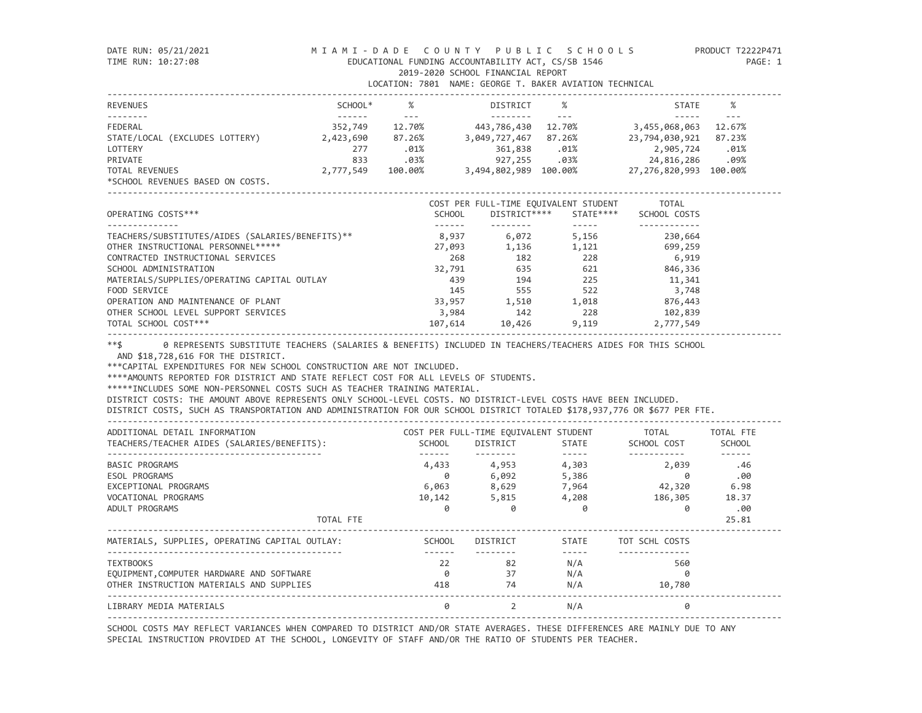DATE RUN: 05/21/2021
TIME RUN: 10:27:08

MIAMI-DADE COUNTY PUBLIC SCHOOLS
EDUCATIONAL FUNDING ACCOUNTABILITY ACT, CS/SB 1546
2019-2020 SCHOOL FINANCIAL REPORT
LOCATION: 7801 NAME: GEORGE T. BAKER AVIATION TECHNICAL

PRODUCT T2222P471

| REVENUES | SCHOOL* | % | DISTRICT | % | STATE | % |
|---|---|---|---|---|---|---|
| FEDERAL | 352,749 | 12.70% | 443,786,430 | 12.70% | 3,455,068,063 | 12.67% |
| STATE/LOCAL (EXCLUDES LOTTERY) | 2,423,690 | 87.26% | 3,049,727,467 | 87.26% | 23,794,030,921 | 87.23% |
| LOTTERY | 277 | .01% | 361,838 | .01% | 2,905,724 | .01% |
| PRIVATE | 833 | .03% | 927,255 | .03% | 24,816,286 | .09% |
| TOTAL REVENUES | 2,777,549 | 100.00% | 3,494,802,989 | 100.00% | 27,276,820,993 | 100.00% |

*SCHOOL REVENUES BASED ON COSTS.

| OPERATING COSTS*** | COST PER FULL-TIME EQUIVALENT STUDENT SCHOOL | DISTRICT**** | STATE**** | TOTAL SCHOOL COSTS |
|---|---|---|---|---|
| TEACHERS/SUBSTITUTES/AIDES (SALARIES/BENEFITS)** | 8,937 | 6,072 | 5,156 | 230,664 |
| OTHER INSTRUCTIONAL PERSONNEL***** | 27,093 | 1,136 | 1,121 | 699,259 |
| CONTRACTED INSTRUCTIONAL SERVICES | 268 | 182 | 228 | 6,919 |
| SCHOOL ADMINISTRATION | 32,791 | 635 | 621 | 846,336 |
| MATERIALS/SUPPLIES/OPERATING CAPITAL OUTLAY | 439 | 194 | 225 | 11,341 |
| FOOD SERVICE | 145 | 555 | 522 | 3,748 |
| OPERATION AND MAINTENANCE OF PLANT | 33,957 | 1,510 | 1,018 | 876,443 |
| OTHER SCHOOL LEVEL SUPPORT SERVICES | 3,984 | 142 | 228 | 102,839 |
| TOTAL SCHOOL COST*** | 107,614 | 10,426 | 9,119 | 2,777,549 |

**$ 0 REPRESENTS SUBSTITUTE TEACHERS (SALARIES & BENEFITS) INCLUDED IN TEACHERS/TEACHERS AIDES FOR THIS SCHOOL AND $18,728,616 FOR THE DISTRICT.

***CAPITAL EXPENDITURES FOR NEW SCHOOL CONSTRUCTION ARE NOT INCLUDED.

****AMOUNTS REPORTED FOR DISTRICT AND STATE REFLECT COST FOR ALL LEVELS OF STUDENTS.

*****INCLUDES SOME NON-PERSONNEL COSTS SUCH AS TEACHER TRAINING MATERIAL.

DISTRICT COSTS: THE AMOUNT ABOVE REPRESENTS ONLY SCHOOL-LEVEL COSTS. NO DISTRICT-LEVEL COSTS HAVE BEEN INCLUDED.
DISTRICT COSTS, SUCH AS TRANSPORTATION AND ADMINISTRATION FOR OUR SCHOOL DISTRICT TOTALED $178,937,776 OR $677 PER FTE.

| ADDITIONAL DETAIL INFORMATION TEACHERS/TEACHER AIDES (SALARIES/BENEFITS): | COST PER FULL-TIME EQUIVALENT STUDENT SCHOOL | DISTRICT | STATE | TOTAL SCHOOL COST | TOTAL FTE SCHOOL |
|---|---|---|---|---|---|
| BASIC PROGRAMS | 4,433 | 4,953 | 4,303 | 2,039 | .46 |
| ESOL PROGRAMS | 0 | 6,092 | 5,386 | 0 | .00 |
| EXCEPTIONAL PROGRAMS | 6,063 | 8,629 | 7,964 | 42,320 | 6.98 |
| VOCATIONAL PROGRAMS | 10,142 | 5,815 | 4,208 | 186,305 | 18.37 |
| ADULT PROGRAMS | 0 | 0 | 0 | 0 | .00 |
| TOTAL FTE | | | | | 25.81 |

| MATERIALS, SUPPLIES, OPERATING CAPITAL OUTLAY: | SCHOOL | DISTRICT | STATE | TOT SCHL COSTS |
|---|---|---|---|---|
| TEXTBOOKS | 22 | 82 | N/A | 560 |
| EQUIPMENT,COMPUTER HARDWARE AND SOFTWARE | 0 | 37 | N/A | 0 |
| OTHER INSTRUCTION MATERIALS AND SUPPLIES | 418 | 74 | N/A | 10,780 |
| LIBRARY MEDIA MATERIALS | 0 | 2 | N/A | 0 |

SCHOOL COSTS MAY REFLECT VARIANCES WHEN COMPARED TO DISTRICT AND/OR STATE AVERAGES. THESE DIFFERENCES ARE MAINLY DUE TO ANY SPECIAL INSTRUCTION PROVIDED AT THE SCHOOL, LONGEVITY OF STAFF AND/OR THE RATIO OF STUDENTS PER TEACHER.